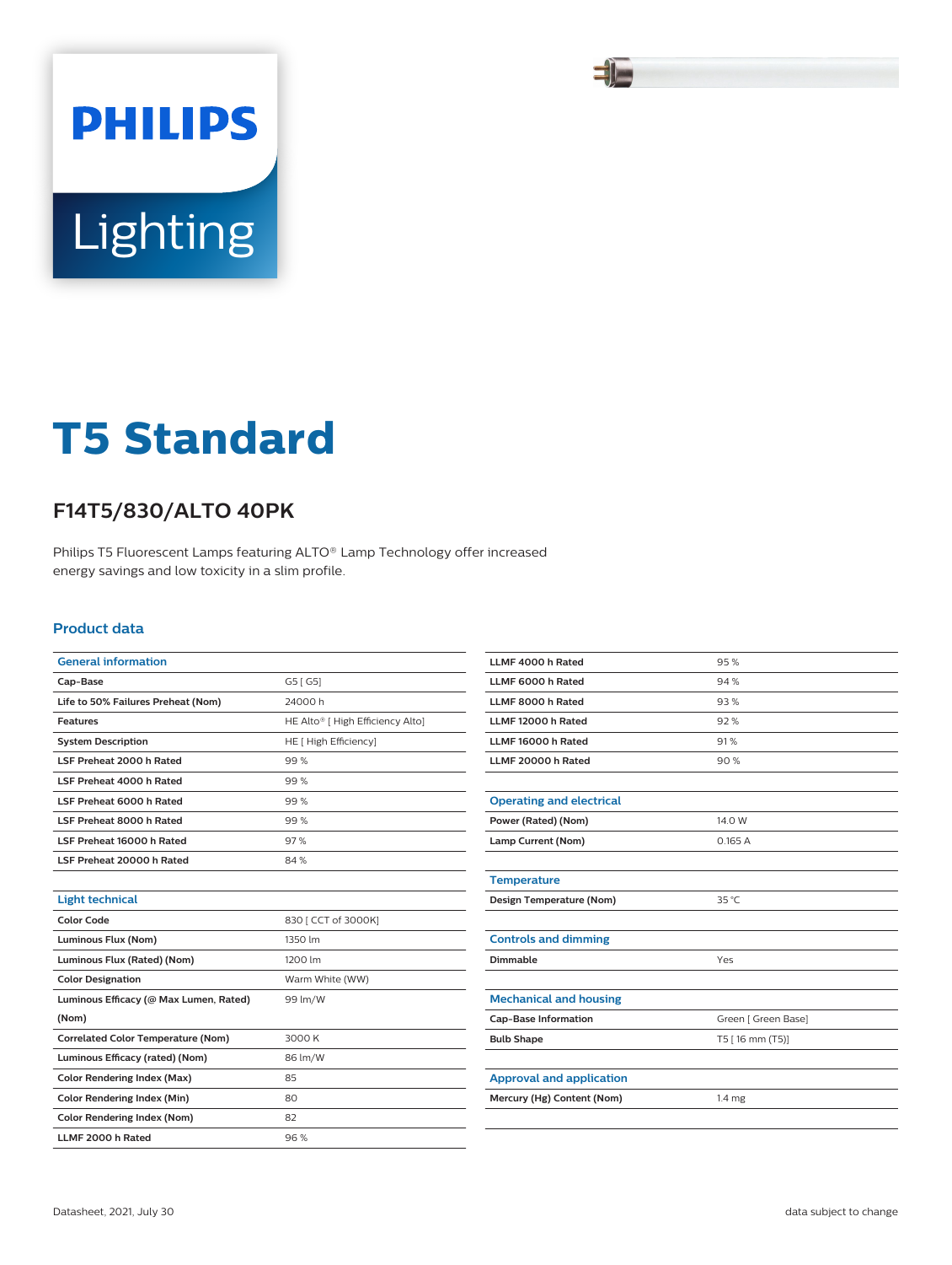PHILIPS

Lighting

# T5 Standard

## F14T5/830/ALTO 40PK

Philips T5 Fluorescent Lamps featuring ALTO® Lamp Technology offer increased energy savings and low toxicity in a slim profile.

### Product data

| General information | |
|---|---|
| Cap-Base | G5 [ G5] |
| Life to 50% Failures Preheat (Nom) | 24000 h |
| Features | HE Alto® [ High Efficiency Alto] |
| System Description | HE [ High Efficiency] |
| LSF Preheat 2000 h Rated | 99 % |
| LSF Preheat 4000 h Rated | 99 % |
| LSF Preheat 6000 h Rated | 99 % |
| LSF Preheat 8000 h Rated | 99 % |
| LSF Preheat 16000 h Rated | 97 % |
| LSF Preheat 20000 h Rated | 84 % |

| Light technical | |
|---|---|
| Color Code | 830 [ CCT of 3000K] |
| Luminous Flux (Nom) | 1350 lm |
| Luminous Flux (Rated) (Nom) | 1200 lm |
| Color Designation | Warm White (WW) |
| Luminous Efficacy (@ Max Lumen, Rated) (Nom) | 99 lm/W |
| Correlated Color Temperature (Nom) | 3000 K |
| Luminous Efficacy (rated) (Nom) | 86 lm/W |
| Color Rendering Index (Max) | 85 |
| Color Rendering Index (Min) | 80 |
| Color Rendering Index (Nom) | 82 |
| LLMF 2000 h Rated | 96 % |
| LLMF 4000 h Rated | 95 % |
| LLMF 6000 h Rated | 94 % |
| LLMF 8000 h Rated | 93 % |
| LLMF 12000 h Rated | 92 % |
| LLMF 16000 h Rated | 91 % |
| LLMF 20000 h Rated | 90 % |

| Operating and electrical | |
|---|---|
| Power (Rated) (Nom) | 14.0 W |
| Lamp Current (Nom) | 0.165 A |

| Temperature | |
|---|---|
| Design Temperature (Nom) | 35 °C |

| Controls and dimming | |
|---|---|
| Dimmable | Yes |

| Mechanical and housing | |
|---|---|
| Cap-Base Information | Green [ Green Base] |
| Bulb Shape | T5 [ 16 mm (T5)] |

| Approval and application | |
|---|---|
| Mercury (Hg) Content (Nom) | 1.4 mg |

Datasheet, 2021, July 30 data subject to change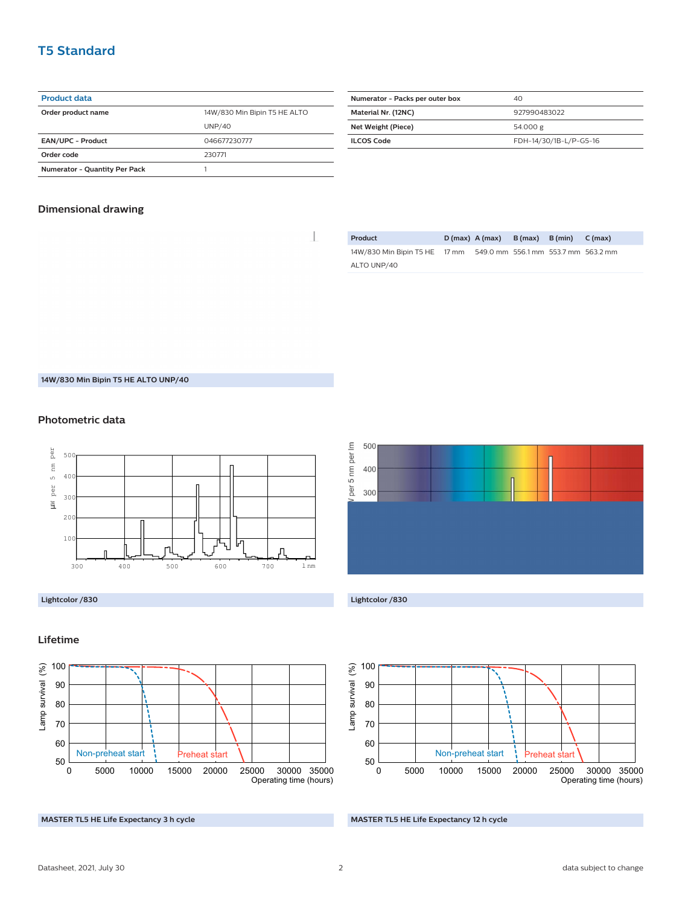# T5 Standard

| Product data | |
|---|---|
| Order product name | 14W/830 Min Bipin T5 HE ALTO UNP/40 |
| EAN/UPC - Product | 046677230777 |
| Order code | 230771 |
| Numerator - Quantity Per Pack | 1 |
| Numerator - Packs per outer box | 40 |
| Material Nr. (12NC) | 927990483022 |
| Net Weight (Piece) | 54.000 g |
| ILCOS Code | FDH-14/30/1B-L/P-G5-16 |

## Dimensional drawing

| Product | D (max) | A (max) | B (max) | B (min) | C (max) |
|---|---|---|---|---|---|
| 14W/830 Min Bipin T5 HE ALTO UNP/40 | 17 mm | 549.0 mm | 556.1 mm | 553.7 mm | 563.2 mm |

14W/830 Min Bipin T5 HE ALTO UNP/40

## Photometric data

Lightcolor /830

Lightcolor /830

## Lifetime

MASTER TL5 HE Life Expectancy 3 h cycle

MASTER TL5 HE Life Expectancy 12 h cycle

Datasheet, 2021, July 30

data subject to change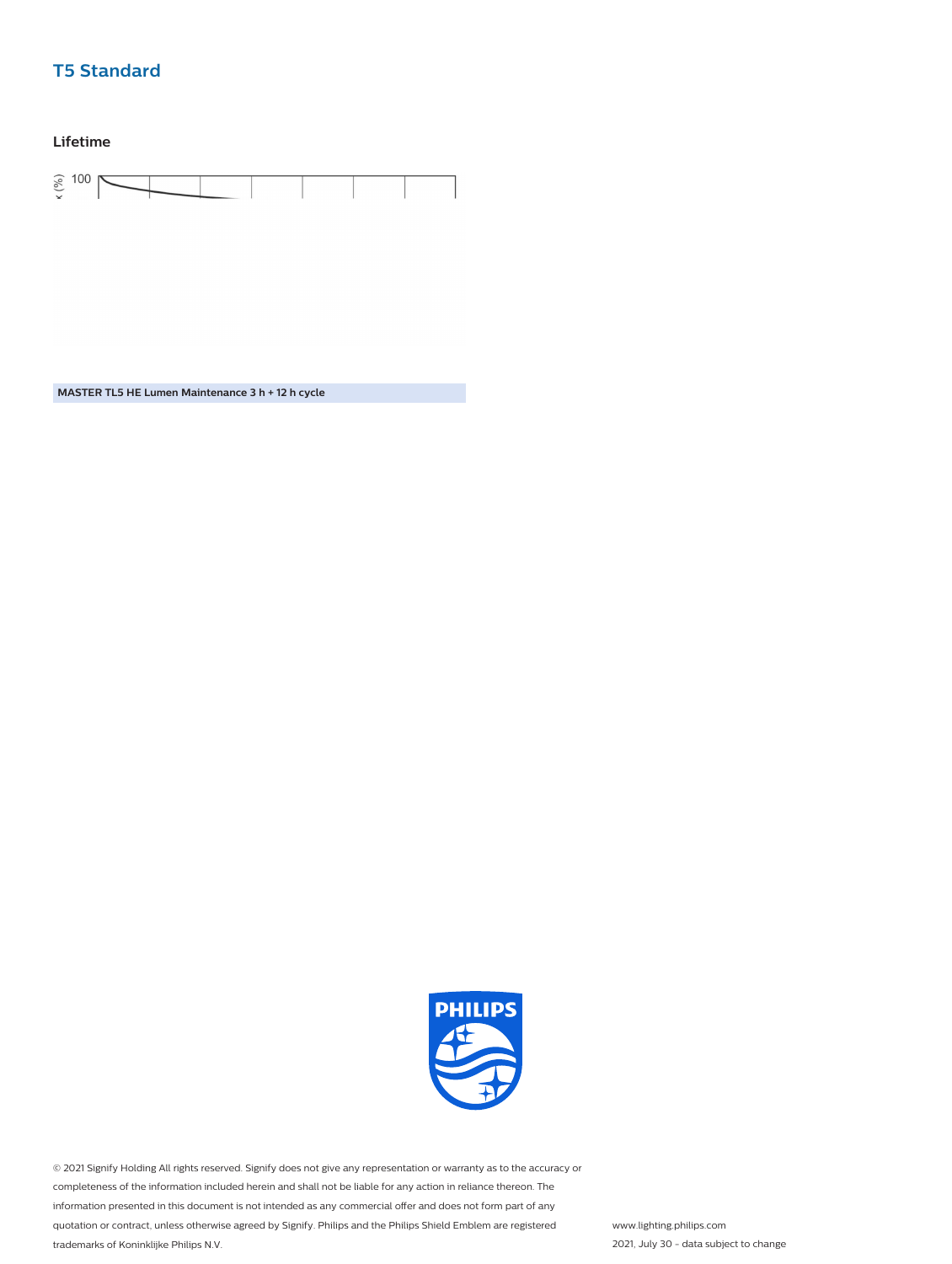## T5 Standard

### Lifetime

x (%)
100

**MASTER TL5 HE Lumen Maintenance 3 h + 12 h cycle**

© 2021 Signify Holding All rights reserved. Signify does not give any representation or warranty as to the accuracy or completeness of the information included herein and shall not be liable for any action in reliance thereon. The information presented in this document is not intended as any commercial offer and does not form part of any quotation or contract, unless otherwise agreed by Signify. Philips and the Philips Shield Emblem are registered trademarks of Koninklijke Philips N.V.

www.lighting.philips.com

2021, July 30 - data subject to change